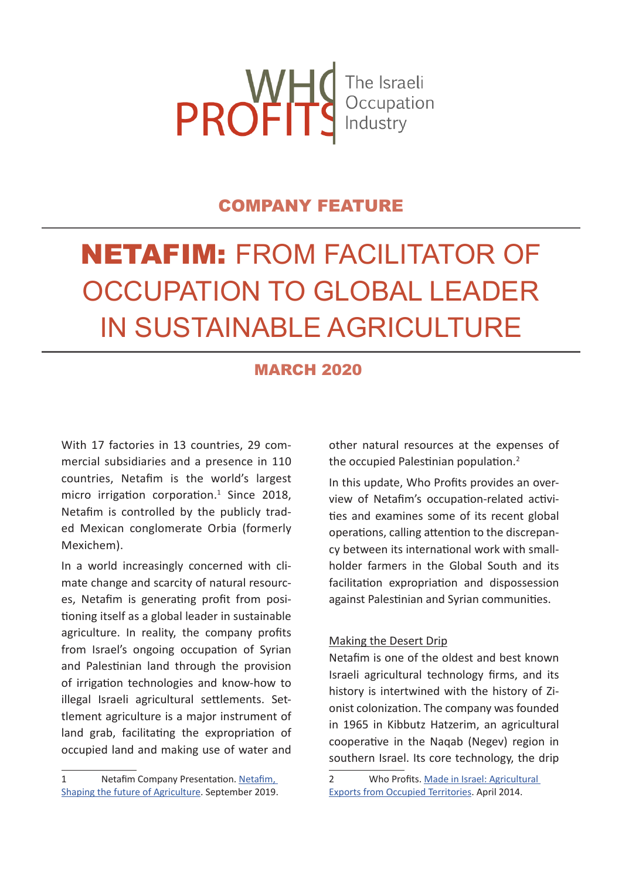WHO PROFITS The Israeli Occupation Industry

### COMPANY FEATURE

# NETAFIM: FROM FACILITATOR OF OCCUPATION TO GLOBAL LEADER IN SUSTAINABLE AGRICULTURE

### MARCH 2020

With 17 factories in 13 countries, 29 commercial subsidiaries and a presence in 110 countries, Netafim is the world's largest micro irrigation corporation.[1] Since 2018, Netafim is controlled by the publicly traded Mexican conglomerate Orbia (formerly Mexichem).

In a world increasingly concerned with climate change and scarcity of natural resources, Netafim is generating profit from positioning itself as a global leader in sustainable agriculture. In reality, the company profits from Israel's ongoing occupation of Syrian and Palestinian land through the provision of irrigation technologies and know-how to illegal Israeli agricultural settlements. Settlement agriculture is a major instrument of land grab, facilitating the expropriation of occupied land and making use of water and other natural resources at the expenses of the occupied Palestinian population.[2]

In this update, Who Profits provides an overview of Netafim's occupation-related activities and examines some of its recent global operations, calling attention to the discrepancy between its international work with smallholder farmers in the Global South and its facilitation expropriation and dispossession against Palestinian and Syrian communities.

Making the Desert Drip

Netafim is one of the oldest and best known Israeli agricultural technology firms, and its history is intertwined with the history of Zionist colonization. The company was founded in 1965 in Kibbutz Hatzerim, an agricultural cooperative in the Naqab (Negev) region in southern Israel. Its core technology, the drip

---

1 Netafim Company Presentation. [Netafim, Shaping the future of Agriculture](). September 2019.

2 Who Profits. [Made in Israel: Agricultural Exports from Occupied Territories](). April 2014.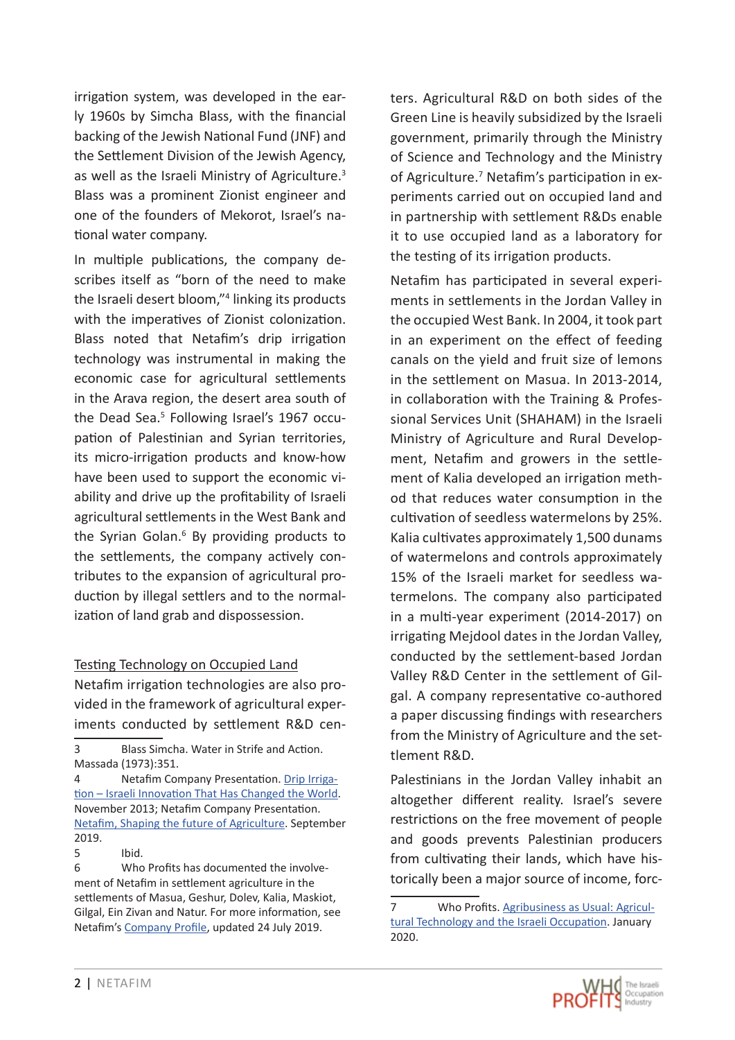irrigation system, was developed in the early 1960s by Simcha Blass, with the financial backing of the Jewish National Fund (JNF) and the Settlement Division of the Jewish Agency, as well as the Israeli Ministry of Agriculture.[3] Blass was a prominent Zionist engineer and one of the founders of Mekorot, Israel's national water company.

In multiple publications, the company describes itself as "born of the need to make the Israeli desert bloom,"[4] linking its products with the imperatives of Zionist colonization. Blass noted that Netafim's drip irrigation technology was instrumental in making the economic case for agricultural settlements in the Arava region, the desert area south of the Dead Sea.[5] Following Israel's 1967 occupation of Palestinian and Syrian territories, its micro-irrigation products and know-how have been used to support the economic viability and drive up the profitability of Israeli agricultural settlements in the West Bank and the Syrian Golan.[6] By providing products to the settlements, the company actively contributes to the expansion of agricultural production by illegal settlers and to the normalization of land grab and dispossession.

## Testing Technology on Occupied Land

Netafim irrigation technologies are also provided in the framework of agricultural experiments conducted by settlement R&D centers. Agricultural R&D on both sides of the Green Line is heavily subsidized by the Israeli government, primarily through the Ministry of Science and Technology and the Ministry of Agriculture.[7] Netafim's participation in experiments carried out on occupied land and in partnership with settlement R&Ds enable it to use occupied land as a laboratory for the testing of its irrigation products.

Netafim has participated in several experiments in settlements in the Jordan Valley in the occupied West Bank. In 2004, it took part in an experiment on the effect of feeding canals on the yield and fruit size of lemons in the settlement on Masua. In 2013-2014, in collaboration with the Training & Professional Services Unit (SHAHAM) in the Israeli Ministry of Agriculture and Rural Development, Netafim and growers in the settlement of Kalia developed an irrigation method that reduces water consumption in the cultivation of seedless watermelons by 25%. Kalia cultivates approximately 1,500 dunams of watermelons and controls approximately 15% of the Israeli market for seedless watermelons. The company also participated in a multi-year experiment (2014-2017) on irrigating Mejdool dates in the Jordan Valley, conducted by the settlement-based Jordan Valley R&D Center in the settlement of Gilgal. A company representative co-authored a paper discussing findings with researchers from the Ministry of Agriculture and the settlement R&D.

Palestinians in the Jordan Valley inhabit an altogether different reality. Israel's severe restrictions on the free movement of people and goods prevents Palestinian producers from cultivating their lands, which have historically been a major source of income, forc-

---

3 Blass Simcha. Water in Strife and Action. Massada (1973):351.

4 Netafim Company Presentation. Drip Irrigation – Israeli Innovation That Has Changed the World. November 2013; Netafim Company Presentation. Netafim, Shaping the future of Agriculture. September 2019.

5 Ibid.

6 Who Profits has documented the involvement of Netafim in settlement agriculture in the settlements of Masua, Geshur, Dolev, Kalia, Maskiot, Gilgal, Ein Zivan and Natur. For more information, see Netafim's Company Profile, updated 24 July 2019.

7 Who Profits. Agribusiness as Usual: Agricultural Technology and the Israeli Occupation. January 2020.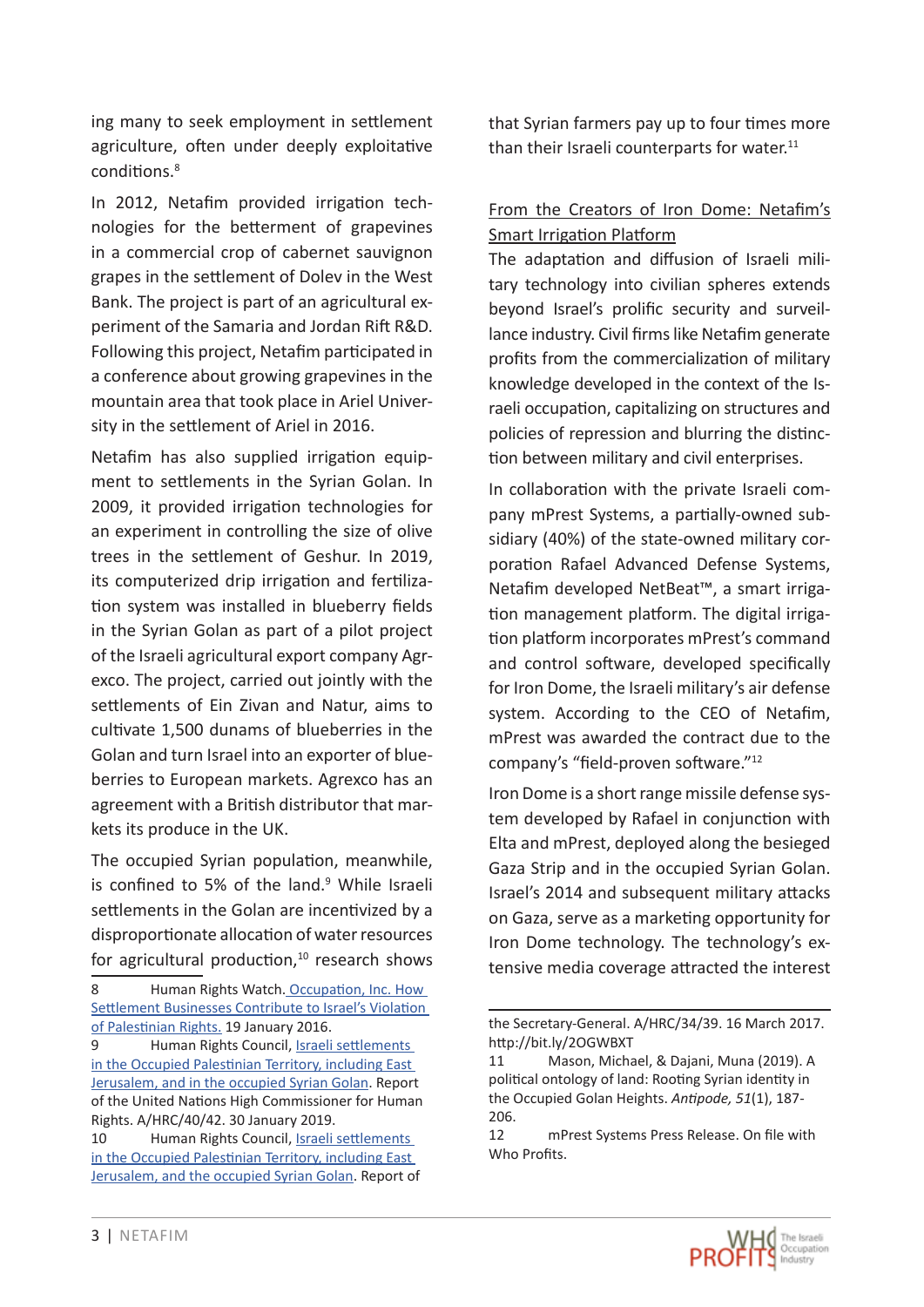ing many to seek employment in settlement agriculture, often under deeply exploitative conditions.[8]

In 2012, Netafim provided irrigation technologies for the betterment of grapevines in a commercial crop of cabernet sauvignon grapes in the settlement of Dolev in the West Bank. The project is part of an agricultural experiment of the Samaria and Jordan Rift R&D. Following this project, Netafim participated in a conference about growing grapevines in the mountain area that took place in Ariel University in the settlement of Ariel in 2016.

Netafim has also supplied irrigation equipment to settlements in the Syrian Golan. In 2009, it provided irrigation technologies for an experiment in controlling the size of olive trees in the settlement of Geshur. In 2019, its computerized drip irrigation and fertilization system was installed in blueberry fields in the Syrian Golan as part of a pilot project of the Israeli agricultural export company Agrexco. The project, carried out jointly with the settlements of Ein Zivan and Natur, aims to cultivate 1,500 dunams of blueberries in the Golan and turn Israel into an exporter of blueberries to European markets. Agrexco has an agreement with a British distributor that markets its produce in the UK.

The occupied Syrian population, meanwhile, is confined to 5% of the land.[9] While Israeli settlements in the Golan are incentivized by a disproportionate allocation of water resources for agricultural production,[10] research shows that Syrian farmers pay up to four times more than their Israeli counterparts for water.[11]

## From the Creators of Iron Dome: Netafim's Smart Irrigation Platform

The adaptation and diffusion of Israeli military technology into civilian spheres extends beyond Israel's prolific security and surveillance industry. Civil firms like Netafim generate profits from the commercialization of military knowledge developed in the context of the Israeli occupation, capitalizing on structures and policies of repression and blurring the distinction between military and civil enterprises.

In collaboration with the private Israeli company mPrest Systems, a partially-owned subsidiary (40%) of the state-owned military corporation Rafael Advanced Defense Systems, Netafim developed NetBeat™, a smart irrigation management platform. The digital irrigation platform incorporates mPrest's command and control software, developed specifically for Iron Dome, the Israeli military's air defense system. According to the CEO of Netafim, mPrest was awarded the contract due to the company's "field-proven software."[12]

Iron Dome is a short range missile defense system developed by Rafael in conjunction with Elta and mPrest, deployed along the besieged Gaza Strip and in the occupied Syrian Golan. Israel's 2014 and subsequent military attacks on Gaza, serve as a marketing opportunity for Iron Dome technology. The technology's extensive media coverage attracted the interest

---

8 Human Rights Watch. Occupation, Inc. How Settlement Businesses Contribute to Israel's Violation of Palestinian Rights. 19 January 2016.

9 Human Rights Council, Israeli settlements in the Occupied Palestinian Territory, including East Jerusalem, and in the occupied Syrian Golan. Report of the United Nations High Commissioner for Human Rights. A/HRC/40/42. 30 January 2019.

10 Human Rights Council, Israeli settlements in the Occupied Palestinian Territory, including East Jerusalem, and the occupied Syrian Golan. Report of the Secretary-General. A/HRC/34/39. 16 March 2017. http://bit.ly/2OGWBXT

11 Mason, Michael, & Dajani, Muna (2019). A political ontology of land: Rooting Syrian identity in the Occupied Golan Heights. *Antipode, 51*(1), 187-206.

12 mPrest Systems Press Release. On file with Who Profits.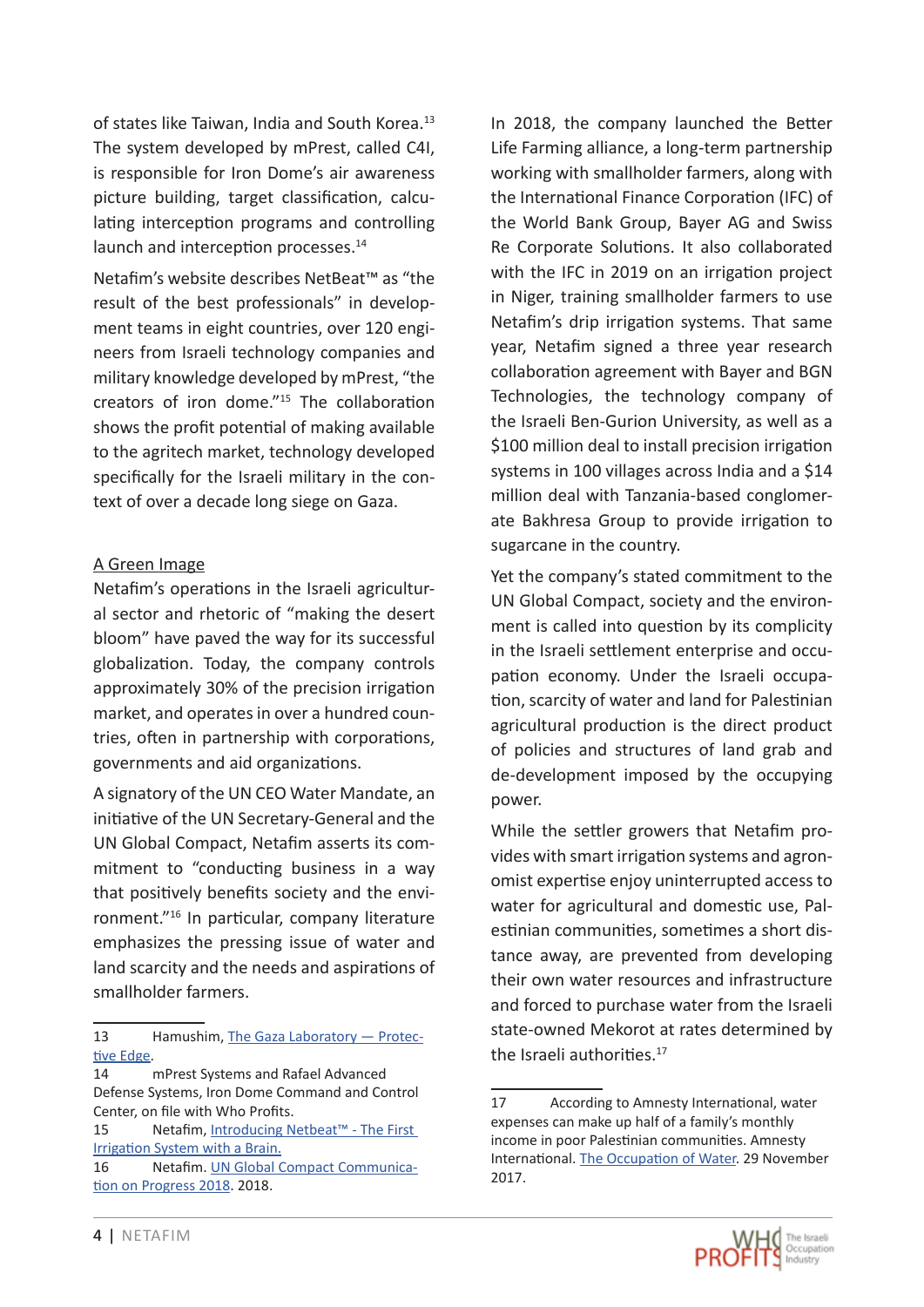of states like Taiwan, India and South Korea.[13] The system developed by mPrest, called C4I, is responsible for Iron Dome's air awareness picture building, target classification, calculating interception programs and controlling launch and interception processes.[14]

Netafim's website describes NetBeat™ as "the result of the best professionals" in development teams in eight countries, over 120 engineers from Israeli technology companies and military knowledge developed by mPrest, "the creators of iron dome."[15] The collaboration shows the profit potential of making available to the agritech market, technology developed specifically for the Israeli military in the context of over a decade long siege on Gaza.

## A Green Image

Netafim's operations in the Israeli agricultural sector and rhetoric of "making the desert bloom" have paved the way for its successful globalization. Today, the company controls approximately 30% of the precision irrigation market, and operates in over a hundred countries, often in partnership with corporations, governments and aid organizations.

A signatory of the UN CEO Water Mandate, an initiative of the UN Secretary-General and the UN Global Compact, Netafim asserts its commitment to "conducting business in a way that positively benefits society and the environment."[16] In particular, company literature emphasizes the pressing issue of water and land scarcity and the needs and aspirations of smallholder farmers.

In 2018, the company launched the Better Life Farming alliance, a long-term partnership working with smallholder farmers, along with the International Finance Corporation (IFC) of the World Bank Group, Bayer AG and Swiss Re Corporate Solutions. It also collaborated with the IFC in 2019 on an irrigation project in Niger, training smallholder farmers to use Netafim's drip irrigation systems. That same year, Netafim signed a three year research collaboration agreement with Bayer and BGN Technologies, the technology company of the Israeli Ben-Gurion University, as well as a $100 million deal to install precision irrigation systems in 100 villages across India and a $14 million deal with Tanzania-based conglomerate Bakhresa Group to provide irrigation to sugarcane in the country.

Yet the company's stated commitment to the UN Global Compact, society and the environment is called into question by its complicity in the Israeli settlement enterprise and occupation economy. Under the Israeli occupation, scarcity of water and land for Palestinian agricultural production is the direct product of policies and structures of land grab and de-development imposed by the occupying power.

While the settler growers that Netafim provides with smart irrigation systems and agronomist expertise enjoy uninterrupted access to water for agricultural and domestic use, Palestinian communities, sometimes a short distance away, are prevented from developing their own water resources and infrastructure and forced to purchase water from the Israeli state-owned Mekorot at rates determined by the Israeli authorities.[17]

---

13 Hamushim, The Gaza Laboratory — Protective Edge.

14 mPrest Systems and Rafael Advanced Defense Systems, Iron Dome Command and Control Center, on file with Who Profits.

15 Netafim, Introducing Netbeat™ - The First Irrigation System with a Brain.

16 Netafim. UN Global Compact Communication on Progress 2018. 2018.

17 According to Amnesty International, water expenses can make up half of a family's monthly income in poor Palestinian communities. Amnesty International. The Occupation of Water. 29 November 2017.